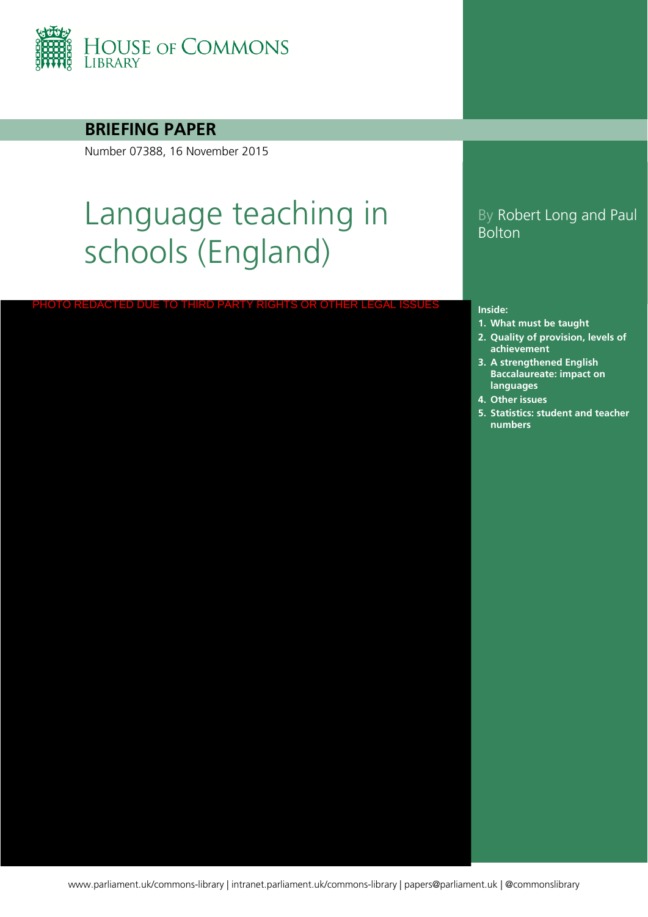HOUSE OF COMMONS LIBRARY

**BRIEFING PAPER**

Number 07388, 16 November 2015

# Language teaching in schools (England)

By Robert Long and Paul Bolton

PHOTO REDACTED DUE TO THIRD PARTY RIGHTS OR OTHER LEGAL ISSUES

**Inside:**

1. **What must be taught**
2. **Quality of provision, levels of achievement**
3. **A strengthened English Baccalaureate: impact on languages**
4. **Other issues**
5. **Statistics: student and teacher numbers**

www.parliament.uk/commons-library | intranet.parliament.uk/commons-library | papers@parliament.uk | @commonslibrary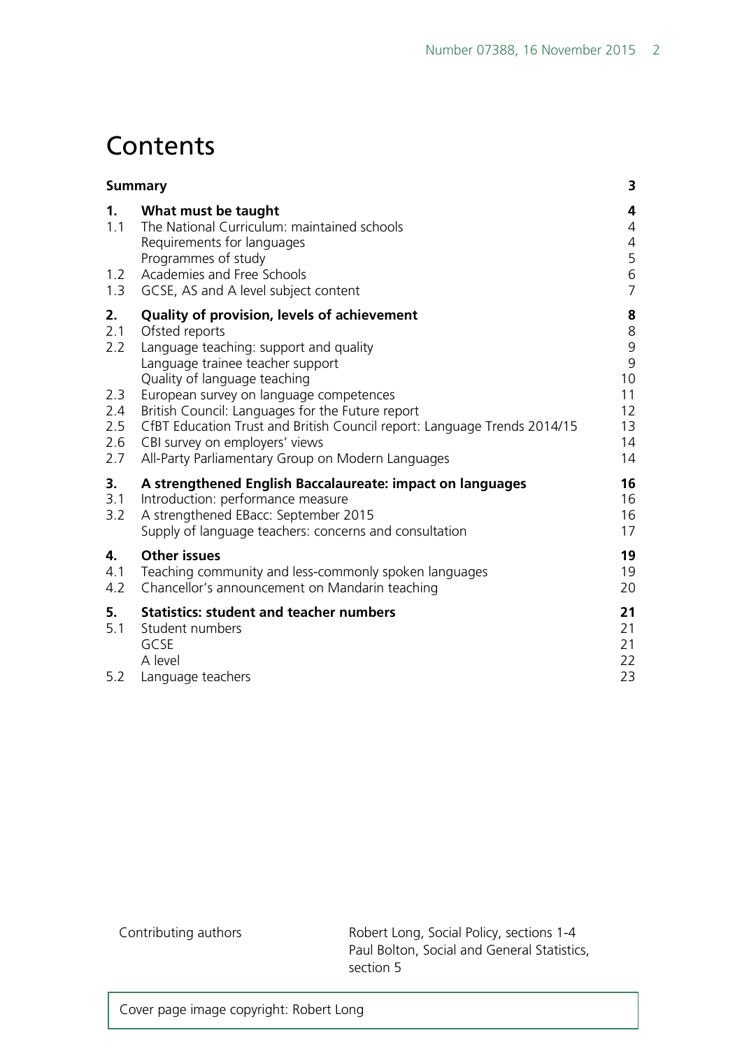# Contents

| | | |
|---|---|---|
| **Summary** | | **3** |
| **1.** | **What must be taught** | **4** |
| 1.1 | The National Curriculum: maintained schools | 4 |
| | Requirements for languages | 4 |
| | Programmes of study | 5 |
| 1.2 | Academies and Free Schools | 6 |
| 1.3 | GCSE, AS and A level subject content | 7 |
| **2.** | **Quality of provision, levels of achievement** | **8** |
| 2.1 | Ofsted reports | 8 |
| 2.2 | Language teaching: support and quality | 9 |
| | Language trainee teacher support | 9 |
| | Quality of language teaching | 10 |
| 2.3 | European survey on language competences | 11 |
| 2.4 | British Council: Languages for the Future report | 12 |
| 2.5 | CfBT Education Trust and British Council report: Language Trends 2014/15 | 13 |
| 2.6 | CBI survey on employers' views | 14 |
| 2.7 | All-Party Parliamentary Group on Modern Languages | 14 |
| **3.** | **A strengthened English Baccalaureate: impact on languages** | **16** |
| 3.1 | Introduction: performance measure | 16 |
| 3.2 | A strengthened EBacc: September 2015 | 16 |
| | Supply of language teachers: concerns and consultation | 17 |
| **4.** | **Other issues** | **19** |
| 4.1 | Teaching community and less-commonly spoken languages | 19 |
| 4.2 | Chancellor's announcement on Mandarin teaching | 20 |
| **5.** | **Statistics: student and teacher numbers** | **21** |
| 5.1 | Student numbers | 21 |
| | GCSE | 21 |
| | A level | 22 |
| 5.2 | Language teachers | 23 |

Contributing authors: Robert Long, Social Policy, sections 1-4; Paul Bolton, Social and General Statistics, section 5

Cover page image copyright: Robert Long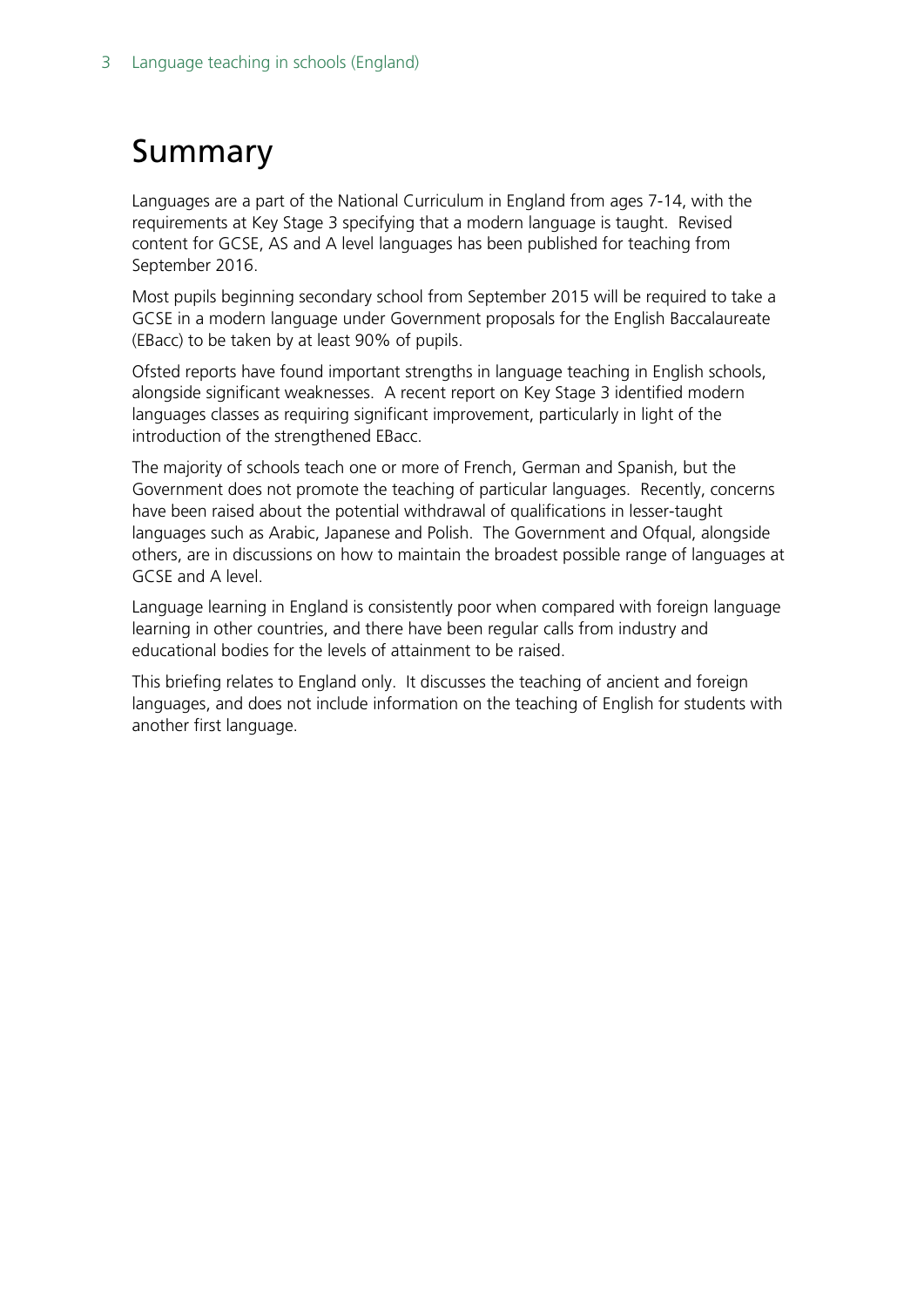# Summary

Languages are a part of the National Curriculum in England from ages 7-14, with the requirements at Key Stage 3 specifying that a modern language is taught. Revised content for GCSE, AS and A level languages has been published for teaching from September 2016.

Most pupils beginning secondary school from September 2015 will be required to take a GCSE in a modern language under Government proposals for the English Baccalaureate (EBacc) to be taken by at least 90% of pupils.

Ofsted reports have found important strengths in language teaching in English schools, alongside significant weaknesses. A recent report on Key Stage 3 identified modern languages classes as requiring significant improvement, particularly in light of the introduction of the strengthened EBacc.

The majority of schools teach one or more of French, German and Spanish, but the Government does not promote the teaching of particular languages. Recently, concerns have been raised about the potential withdrawal of qualifications in lesser-taught languages such as Arabic, Japanese and Polish. The Government and Ofqual, alongside others, are in discussions on how to maintain the broadest possible range of languages at GCSE and A level.

Language learning in England is consistently poor when compared with foreign language learning in other countries, and there have been regular calls from industry and educational bodies for the levels of attainment to be raised.

This briefing relates to England only. It discusses the teaching of ancient and foreign languages, and does not include information on the teaching of English for students with another first language.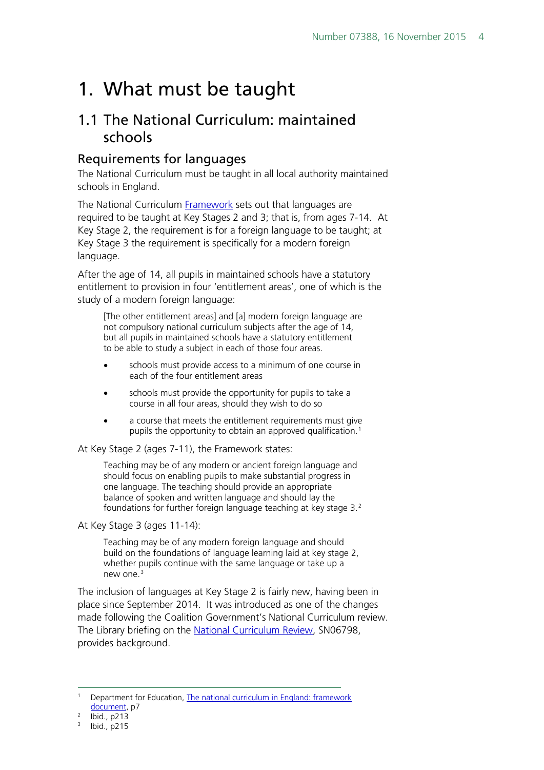# 1. What must be taught

## 1.1 The National Curriculum: maintained schools

### Requirements for languages

The National Curriculum must be taught in all local authority maintained schools in England.

The National Curriculum Framework sets out that languages are required to be taught at Key Stages 2 and 3; that is, from ages 7-14. At Key Stage 2, the requirement is for a foreign language to be taught; at Key Stage 3 the requirement is specifically for a modern foreign language.

After the age of 14, all pupils in maintained schools have a statutory entitlement to provision in four 'entitlement areas', one of which is the study of a modern foreign language:

> [The other entitlement areas] and [a] modern foreign language are not compulsory national curriculum subjects after the age of 14, but all pupils in maintained schools have a statutory entitlement to be able to study a subject in each of those four areas.
>
> - schools must provide access to a minimum of one course in each of the four entitlement areas
> - schools must provide the opportunity for pupils to take a course in all four areas, should they wish to do so
> - a course that meets the entitlement requirements must give pupils the opportunity to obtain an approved qualification.[1]

At Key Stage 2 (ages 7-11), the Framework states:

> Teaching may be of any modern or ancient foreign language and should focus on enabling pupils to make substantial progress in one language. The teaching should provide an appropriate balance of spoken and written language and should lay the foundations for further foreign language teaching at key stage 3.[2]

At Key Stage 3 (ages 11-14):

> Teaching may be of any modern foreign language and should build on the foundations of language learning laid at key stage 2, whether pupils continue with the same language or take up a new one.[3]

The inclusion of languages at Key Stage 2 is fairly new, having been in place since September 2014. It was introduced as one of the changes made following the Coalition Government's National Curriculum review. The Library briefing on the National Curriculum Review, SN06798, provides background.

---

[1] Department for Education, The national curriculum in England: framework document, p7

[2] Ibid., p213

[3] Ibid., p215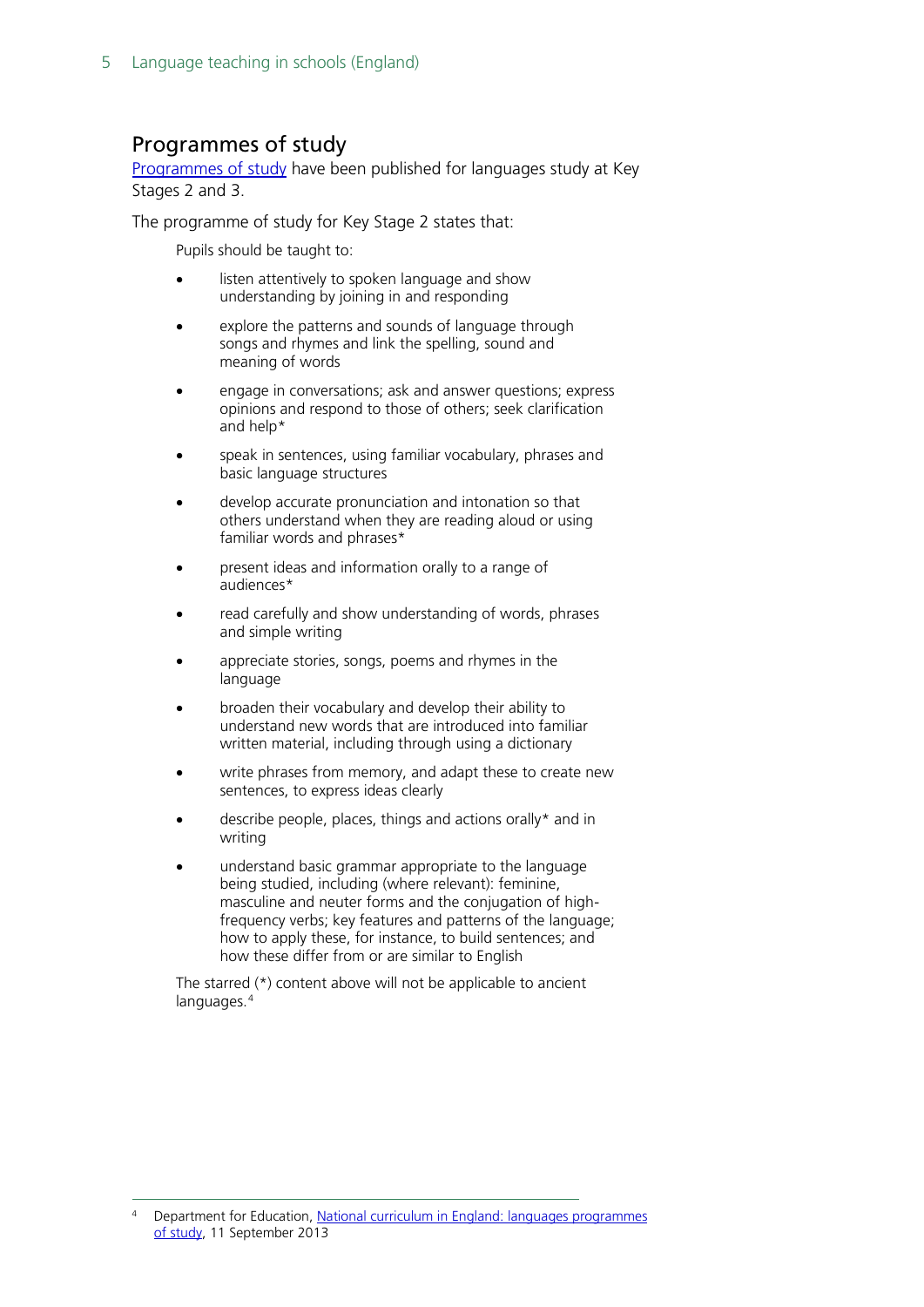## Programmes of study

Programmes of study have been published for languages study at Key Stages 2 and 3.

The programme of study for Key Stage 2 states that:

> Pupils should be taught to:
>
> - listen attentively to spoken language and show understanding by joining in and responding
> - explore the patterns and sounds of language through songs and rhymes and link the spelling, sound and meaning of words
> - engage in conversations; ask and answer questions; express opinions and respond to those of others; seek clarification and help*
> - speak in sentences, using familiar vocabulary, phrases and basic language structures
> - develop accurate pronunciation and intonation so that others understand when they are reading aloud or using familiar words and phrases*
> - present ideas and information orally to a range of audiences*
> - read carefully and show understanding of words, phrases and simple writing
> - appreciate stories, songs, poems and rhymes in the language
> - broaden their vocabulary and develop their ability to understand new words that are introduced into familiar written material, including through using a dictionary
> - write phrases from memory, and adapt these to create new sentences, to express ideas clearly
> - describe people, places, things and actions orally* and in writing
> - understand basic grammar appropriate to the language being studied, including (where relevant): feminine, masculine and neuter forms and the conjugation of high-frequency verbs; key features and patterns of the language; how to apply these, for instance, to build sentences; and how these differ from or are similar to English
>
> The starred (*) content above will not be applicable to ancient languages.[4]

[4] Department for Education, National curriculum in England: languages programmes of study, 11 September 2013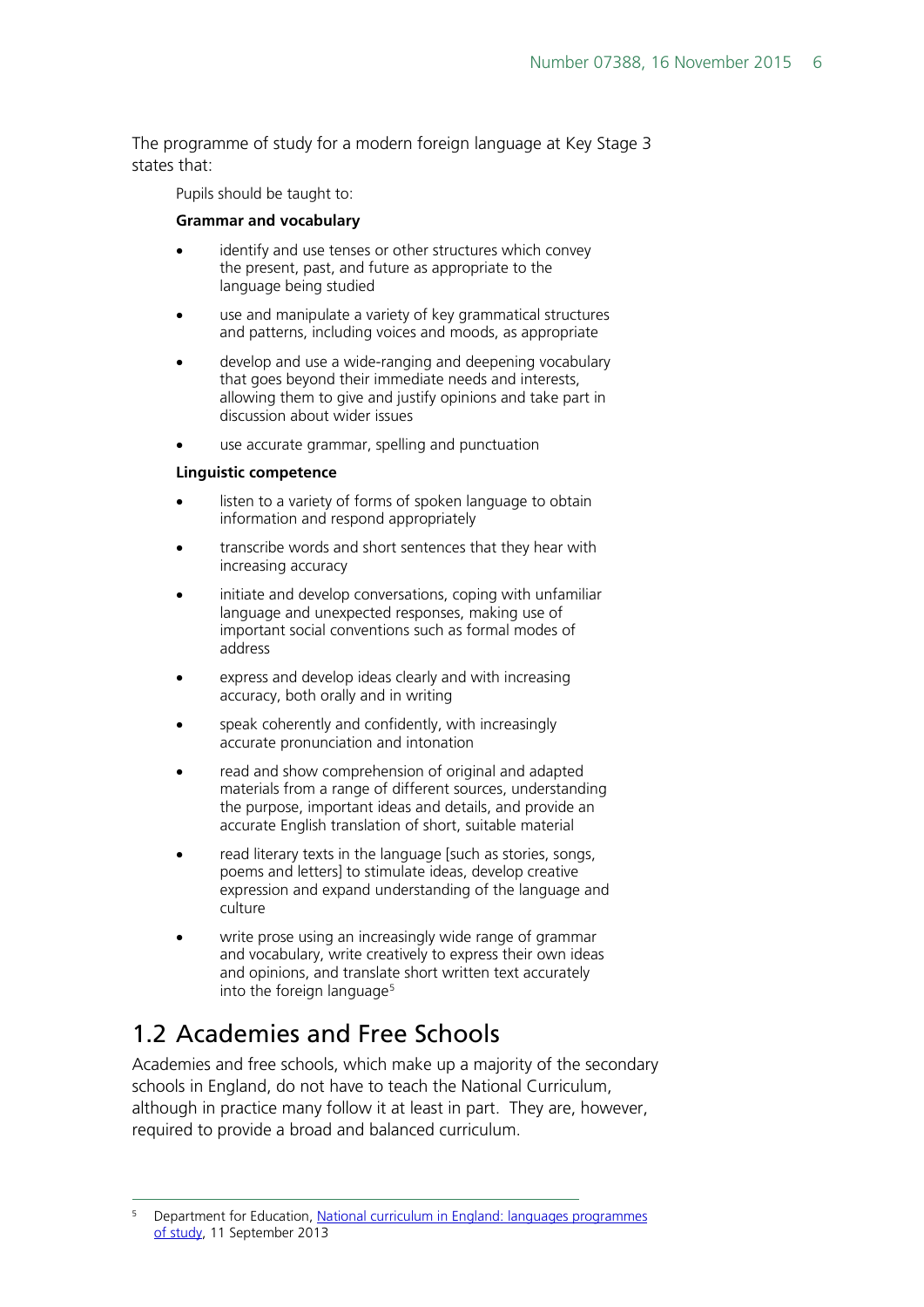The programme of study for a modern foreign language at Key Stage 3 states that:

> Pupils should be taught to:
>
> **Grammar and vocabulary**
>
> - identify and use tenses or other structures which convey the present, past, and future as appropriate to the language being studied
> - use and manipulate a variety of key grammatical structures and patterns, including voices and moods, as appropriate
> - develop and use a wide-ranging and deepening vocabulary that goes beyond their immediate needs and interests, allowing them to give and justify opinions and take part in discussion about wider issues
> - use accurate grammar, spelling and punctuation
>
> **Linguistic competence**
>
> - listen to a variety of forms of spoken language to obtain information and respond appropriately
> - transcribe words and short sentences that they hear with increasing accuracy
> - initiate and develop conversations, coping with unfamiliar language and unexpected responses, making use of important social conventions such as formal modes of address
> - express and develop ideas clearly and with increasing accuracy, both orally and in writing
> - speak coherently and confidently, with increasingly accurate pronunciation and intonation
> - read and show comprehension of original and adapted materials from a range of different sources, understanding the purpose, important ideas and details, and provide an accurate English translation of short, suitable material
> - read literary texts in the language [such as stories, songs, poems and letters] to stimulate ideas, develop creative expression and expand understanding of the language and culture
> - write prose using an increasingly wide range of grammar and vocabulary, write creatively to express their own ideas and opinions, and translate short written text accurately into the foreign language[5]

## 1.2 Academies and Free Schools

Academies and free schools, which make up a majority of the secondary schools in England, do not have to teach the National Curriculum, although in practice many follow it at least in part. They are, however, required to provide a broad and balanced curriculum.

---

[5] Department for Education, National curriculum in England: languages programmes of study, 11 September 2013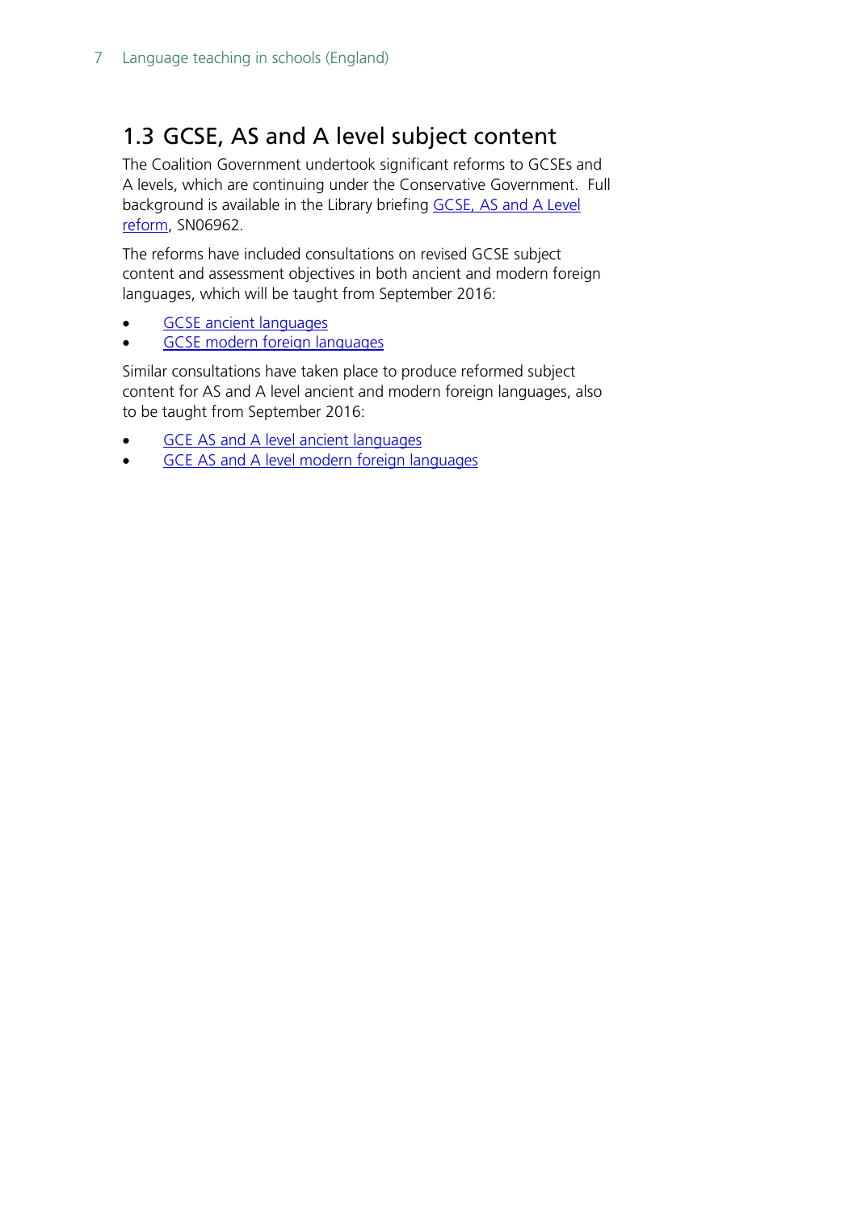## 1.3 GCSE, AS and A level subject content

The Coalition Government undertook significant reforms to GCSEs and A levels, which are continuing under the Conservative Government. Full background is available in the Library briefing GCSE, AS and A Level reform, SN06962.

The reforms have included consultations on revised GCSE subject content and assessment objectives in both ancient and modern foreign languages, which will be taught from September 2016:

- GCSE ancient languages
- GCSE modern foreign languages

Similar consultations have taken place to produce reformed subject content for AS and A level ancient and modern foreign languages, also to be taught from September 2016:

- GCE AS and A level ancient languages
- GCE AS and A level modern foreign languages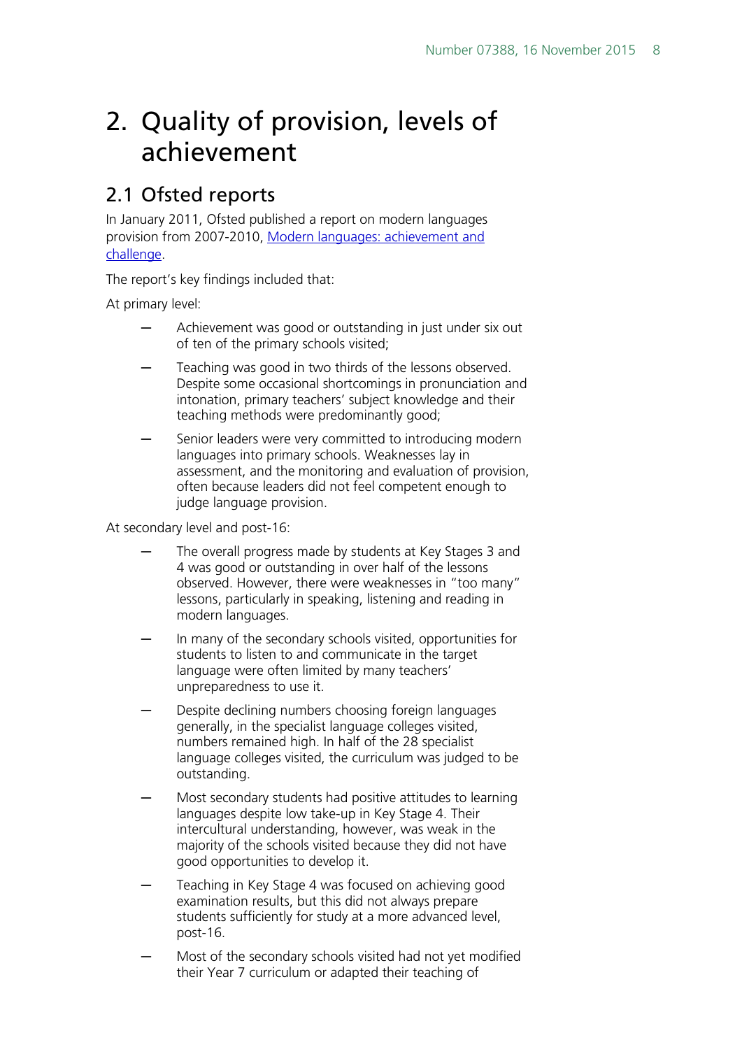# 2. Quality of provision, levels of achievement

## 2.1 Ofsted reports

In January 2011, Ofsted published a report on modern languages provision from 2007-2010, [Modern languages: achievement and challenge](#).

The report's key findings included that:

At primary level:

- Achievement was good or outstanding in just under six out of ten of the primary schools visited;
- Teaching was good in two thirds of the lessons observed. Despite some occasional shortcomings in pronunciation and intonation, primary teachers' subject knowledge and their teaching methods were predominantly good;
- Senior leaders were very committed to introducing modern languages into primary schools. Weaknesses lay in assessment, and the monitoring and evaluation of provision, often because leaders did not feel competent enough to judge language provision.

At secondary level and post-16:

- The overall progress made by students at Key Stages 3 and 4 was good or outstanding in over half of the lessons observed. However, there were weaknesses in "too many" lessons, particularly in speaking, listening and reading in modern languages.
- In many of the secondary schools visited, opportunities for students to listen to and communicate in the target language were often limited by many teachers' unpreparedness to use it.
- Despite declining numbers choosing foreign languages generally, in the specialist language colleges visited, numbers remained high. In half of the 28 specialist language colleges visited, the curriculum was judged to be outstanding.
- Most secondary students had positive attitudes to learning languages despite low take-up in Key Stage 4. Their intercultural understanding, however, was weak in the majority of the schools visited because they did not have good opportunities to develop it.
- Teaching in Key Stage 4 was focused on achieving good examination results, but this did not always prepare students sufficiently for study at a more advanced level, post-16.
- Most of the secondary schools visited had not yet modified their Year 7 curriculum or adapted their teaching of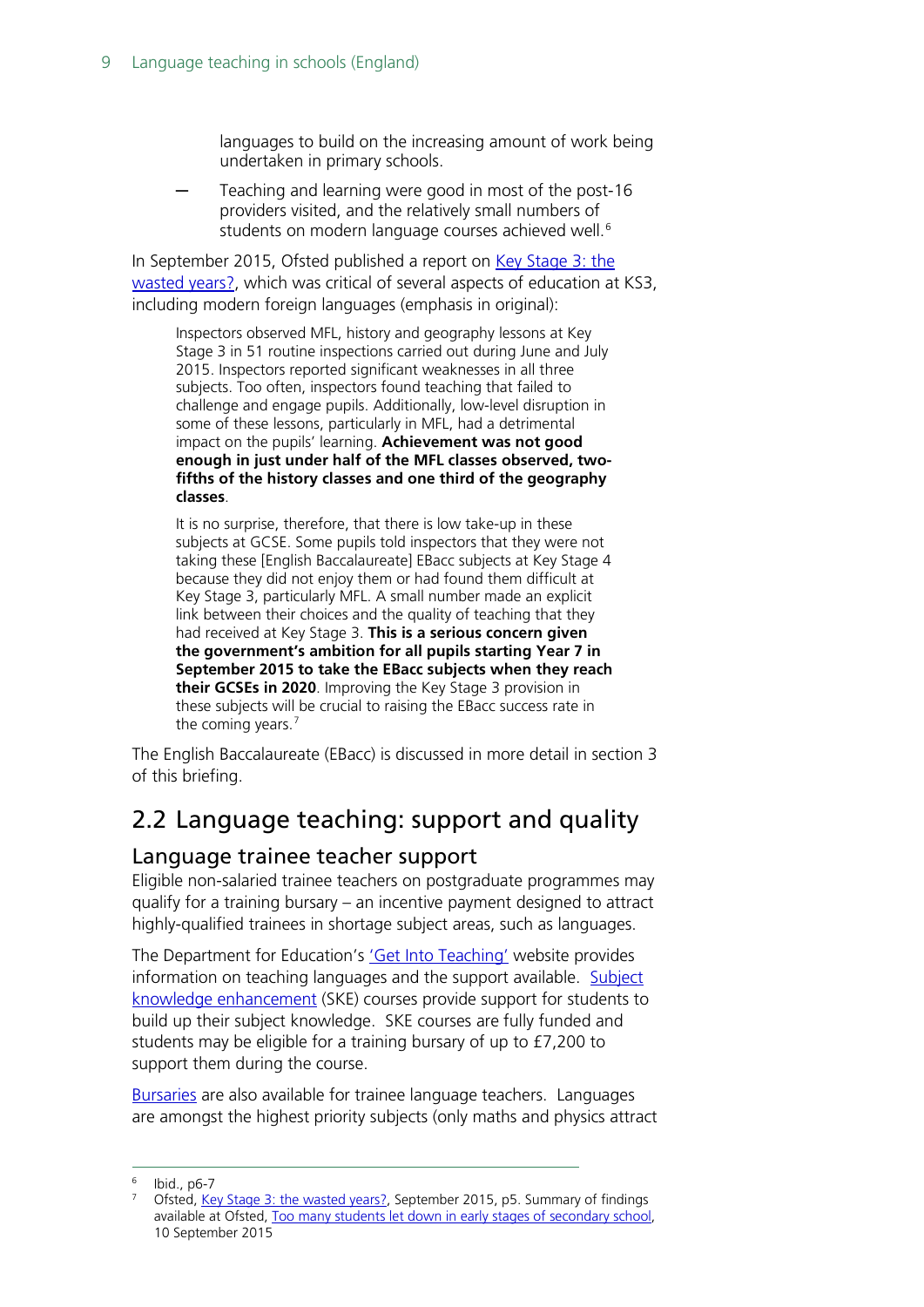languages to build on the increasing amount of work being undertaken in primary schools.

- Teaching and learning were good in most of the post-16 providers visited, and the relatively small numbers of students on modern language courses achieved well.[6]

In September 2015, Ofsted published a report on Key Stage 3: the wasted years?, which was critical of several aspects of education at KS3, including modern foreign languages (emphasis in original):

> Inspectors observed MFL, history and geography lessons at Key Stage 3 in 51 routine inspections carried out during June and July 2015. Inspectors reported significant weaknesses in all three subjects. Too often, inspectors found teaching that failed to challenge and engage pupils. Additionally, low-level disruption in some of these lessons, particularly in MFL, had a detrimental impact on the pupils' learning. **Achievement was not good enough in just under half of the MFL classes observed, two-fifths of the history classes and one third of the geography classes**.
>
> It is no surprise, therefore, that there is low take-up in these subjects at GCSE. Some pupils told inspectors that they were not taking these [English Baccalaureate] EBacc subjects at Key Stage 4 because they did not enjoy them or had found them difficult at Key Stage 3, particularly MFL. A small number made an explicit link between their choices and the quality of teaching that they had received at Key Stage 3. **This is a serious concern given the government's ambition for all pupils starting Year 7 in September 2015 to take the EBacc subjects when they reach their GCSEs in 2020**. Improving the Key Stage 3 provision in these subjects will be crucial to raising the EBacc success rate in the coming years.[7]

The English Baccalaureate (EBacc) is discussed in more detail in section 3 of this briefing.

## 2.2 Language teaching: support and quality

### Language trainee teacher support

Eligible non-salaried trainee teachers on postgraduate programmes may qualify for a training bursary – an incentive payment designed to attract highly-qualified trainees in shortage subject areas, such as languages.

The Department for Education's 'Get Into Teaching' website provides information on teaching languages and the support available. Subject knowledge enhancement (SKE) courses provide support for students to build up their subject knowledge. SKE courses are fully funded and students may be eligible for a training bursary of up to £7,200 to support them during the course.

Bursaries are also available for trainee language teachers. Languages are amongst the highest priority subjects (only maths and physics attract

---

[6] Ibid., p6-7

[7] Ofsted, Key Stage 3: the wasted years?, September 2015, p5. Summary of findings available at Ofsted, Too many students let down in early stages of secondary school, 10 September 2015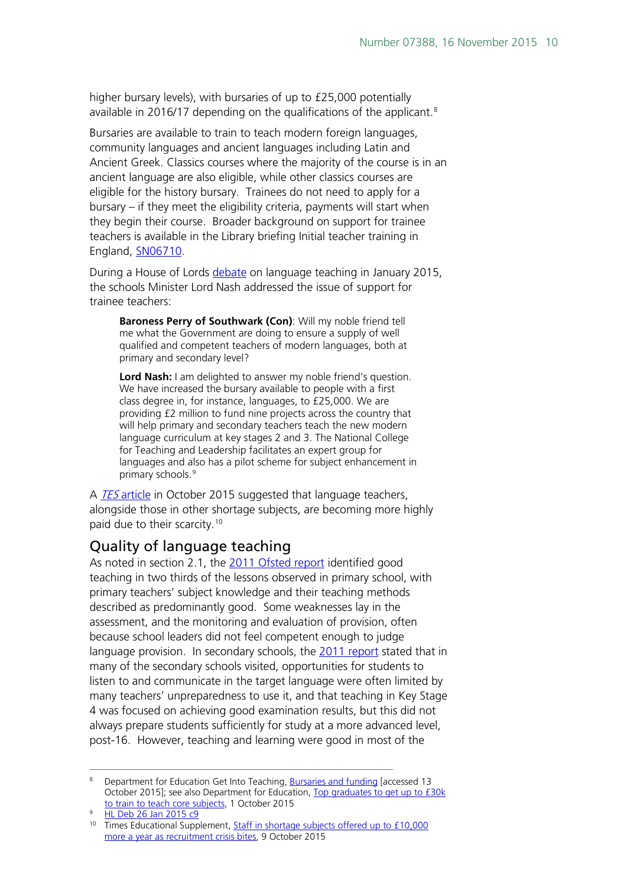higher bursary levels), with bursaries of up to £25,000 potentially available in 2016/17 depending on the qualifications of the applicant.[8]

Bursaries are available to train to teach modern foreign languages, community languages and ancient languages including Latin and Ancient Greek. Classics courses where the majority of the course is in an ancient language are also eligible, while other classics courses are eligible for the history bursary. Trainees do not need to apply for a bursary – if they meet the eligibility criteria, payments will start when they begin their course. Broader background on support for trainee teachers is available in the Library briefing Initial teacher training in England, SN06710.

During a House of Lords debate on language teaching in January 2015, the schools Minister Lord Nash addressed the issue of support for trainee teachers:

> **Baroness Perry of Southwark (Con)**: Will my noble friend tell me what the Government are doing to ensure a supply of well qualified and competent teachers of modern languages, both at primary and secondary level?
>
> **Lord Nash:** I am delighted to answer my noble friend's question. We have increased the bursary available to people with a first class degree in, for instance, languages, to £25,000. We are providing £2 million to fund nine projects across the country that will help primary and secondary teachers teach the new modern language curriculum at key stages 2 and 3. The National College for Teaching and Leadership facilitates an expert group for languages and also has a pilot scheme for subject enhancement in primary schools.[9]

A *TES* article in October 2015 suggested that language teachers, alongside those in other shortage subjects, are becoming more highly paid due to their scarcity.[10]

## Quality of language teaching

As noted in section 2.1, the 2011 Ofsted report identified good teaching in two thirds of the lessons observed in primary school, with primary teachers' subject knowledge and their teaching methods described as predominantly good. Some weaknesses lay in the assessment, and the monitoring and evaluation of provision, often because school leaders did not feel competent enough to judge language provision. In secondary schools, the 2011 report stated that in many of the secondary schools visited, opportunities for students to listen to and communicate in the target language were often limited by many teachers' unpreparedness to use it, and that teaching in Key Stage 4 was focused on achieving good examination results, but this did not always prepare students sufficiently for study at a more advanced level, post-16. However, teaching and learning were good in most of the

---

[8] Department for Education Get Into Teaching, Bursaries and funding [accessed 13 October 2015]; see also Department for Education, Top graduates to get up to £30k to train to teach core subjects, 1 October 2015

[9] HL Deb 26 Jan 2015 c9

[10] Times Educational Supplement, Staff in shortage subjects offered up to £10,000 more a year as recruitment crisis bites, 9 October 2015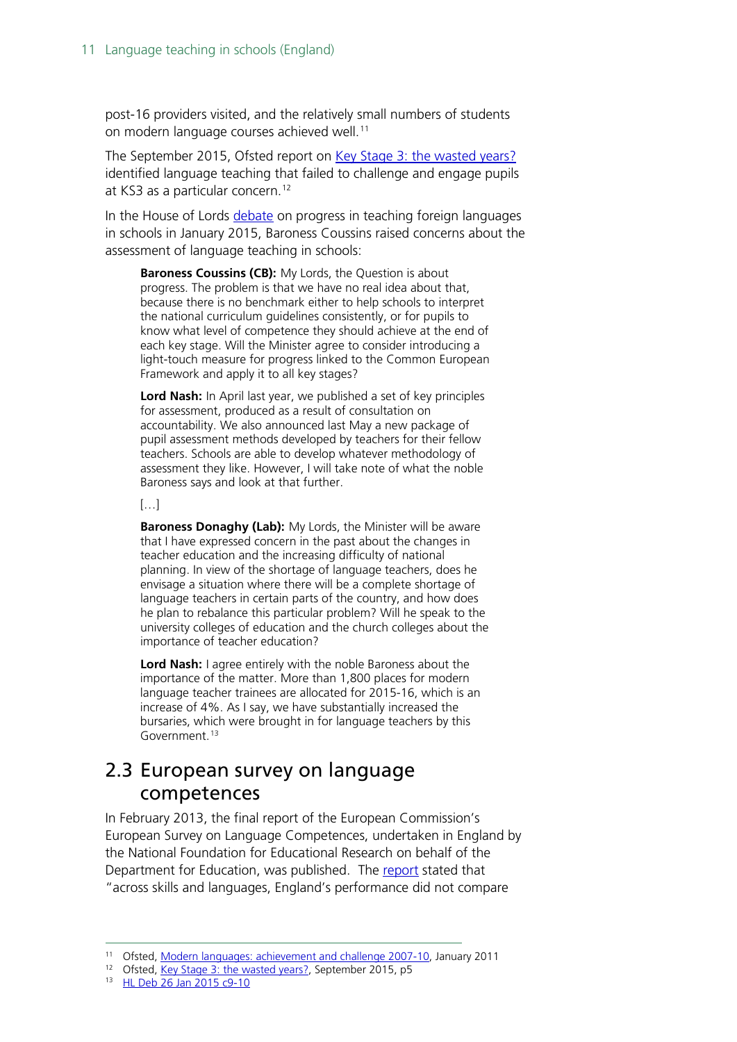post-16 providers visited, and the relatively small numbers of students on modern language courses achieved well.[11]

The September 2015, Ofsted report on Key Stage 3: the wasted years? identified language teaching that failed to challenge and engage pupils at KS3 as a particular concern.[12]

In the House of Lords debate on progress in teaching foreign languages in schools in January 2015, Baroness Coussins raised concerns about the assessment of language teaching in schools:

> **Baroness Coussins (CB):** My Lords, the Question is about progress. The problem is that we have no real idea about that, because there is no benchmark either to help schools to interpret the national curriculum guidelines consistently, or for pupils to know what level of competence they should achieve at the end of each key stage. Will the Minister agree to consider introducing a light-touch measure for progress linked to the Common European Framework and apply it to all key stages?
>
> **Lord Nash:** In April last year, we published a set of key principles for assessment, produced as a result of consultation on accountability. We also announced last May a new package of pupil assessment methods developed by teachers for their fellow teachers. Schools are able to develop whatever methodology of assessment they like. However, I will take note of what the noble Baroness says and look at that further.
>
> […]
>
> **Baroness Donaghy (Lab):** My Lords, the Minister will be aware that I have expressed concern in the past about the changes in teacher education and the increasing difficulty of national planning. In view of the shortage of language teachers, does he envisage a situation where there will be a complete shortage of language teachers in certain parts of the country, and how does he plan to rebalance this particular problem? Will he speak to the university colleges of education and the church colleges about the importance of teacher education?
>
> **Lord Nash:** I agree entirely with the noble Baroness about the importance of the matter. More than 1,800 places for modern language teacher trainees are allocated for 2015-16, which is an increase of 4%. As I say, we have substantially increased the bursaries, which were brought in for language teachers by this Government.[13]

## 2.3 European survey on language competences

In February 2013, the final report of the European Commission's European Survey on Language Competences, undertaken in England by the National Foundation for Educational Research on behalf of the Department for Education, was published. The report stated that "across skills and languages, England's performance did not compare

---

[11] Ofsted, Modern languages: achievement and challenge 2007-10, January 2011

[12] Ofsted, Key Stage 3: the wasted years?, September 2015, p5

[13] HL Deb 26 Jan 2015 c9-10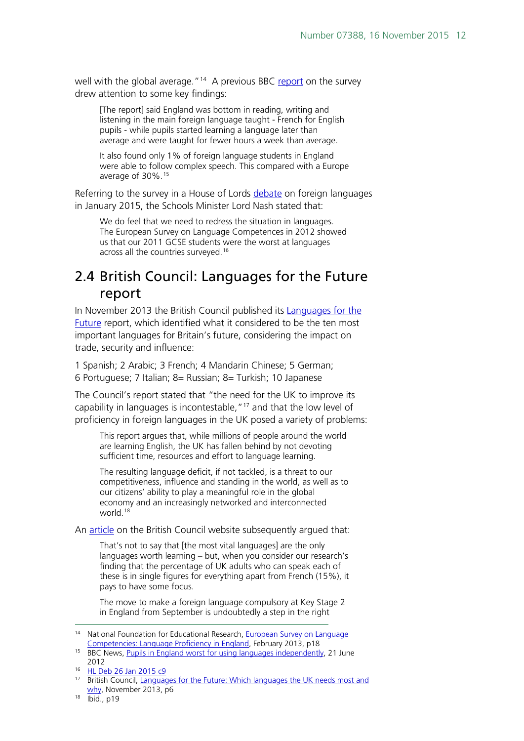well with the global average."[14] A previous BBC report on the survey drew attention to some key findings:

> [The report] said England was bottom in reading, writing and listening in the main foreign language taught - French for English pupils - while pupils started learning a language later than average and were taught for fewer hours a week than average.
>
> It also found only 1% of foreign language students in England were able to follow complex speech. This compared with a Europe average of 30%.[15]

Referring to the survey in a House of Lords debate on foreign languages in January 2015, the Schools Minister Lord Nash stated that:

> We do feel that we need to redress the situation in languages. The European Survey on Language Competences in 2012 showed us that our 2011 GCSE students were the worst at languages across all the countries surveyed.[16]

## 2.4 British Council: Languages for the Future report

In November 2013 the British Council published its Languages for the Future report, which identified what it considered to be the ten most important languages for Britain's future, considering the impact on trade, security and influence:

1 Spanish; 2 Arabic; 3 French; 4 Mandarin Chinese; 5 German; 6 Portuguese; 7 Italian; 8= Russian; 8= Turkish; 10 Japanese

The Council's report stated that "the need for the UK to improve its capability in languages is incontestable,"[17] and that the low level of proficiency in foreign languages in the UK posed a variety of problems:

> This report argues that, while millions of people around the world are learning English, the UK has fallen behind by not devoting sufficient time, resources and effort to language learning.
>
> The resulting language deficit, if not tackled, is a threat to our competitiveness, influence and standing in the world, as well as to our citizens' ability to play a meaningful role in the global economy and an increasingly networked and interconnected world.[18]

An article on the British Council website subsequently argued that:

> That's not to say that [the most vital languages] are the only languages worth learning – but, when you consider our research's finding that the percentage of UK adults who can speak each of these is in single figures for everything apart from French (15%), it pays to have some focus.
>
> The move to make a foreign language compulsory at Key Stage 2 in England from September is undoubtedly a step in the right

---

[14] National Foundation for Educational Research, European Survey on Language Competencies: Language Proficiency in England, February 2013, p18

[15] BBC News, Pupils in England worst for using languages independently, 21 June 2012

[16] HL Deb 26 Jan 2015 c9

[17] British Council, Languages for the Future: Which languages the UK needs most and why, November 2013, p6

[18] Ibid., p19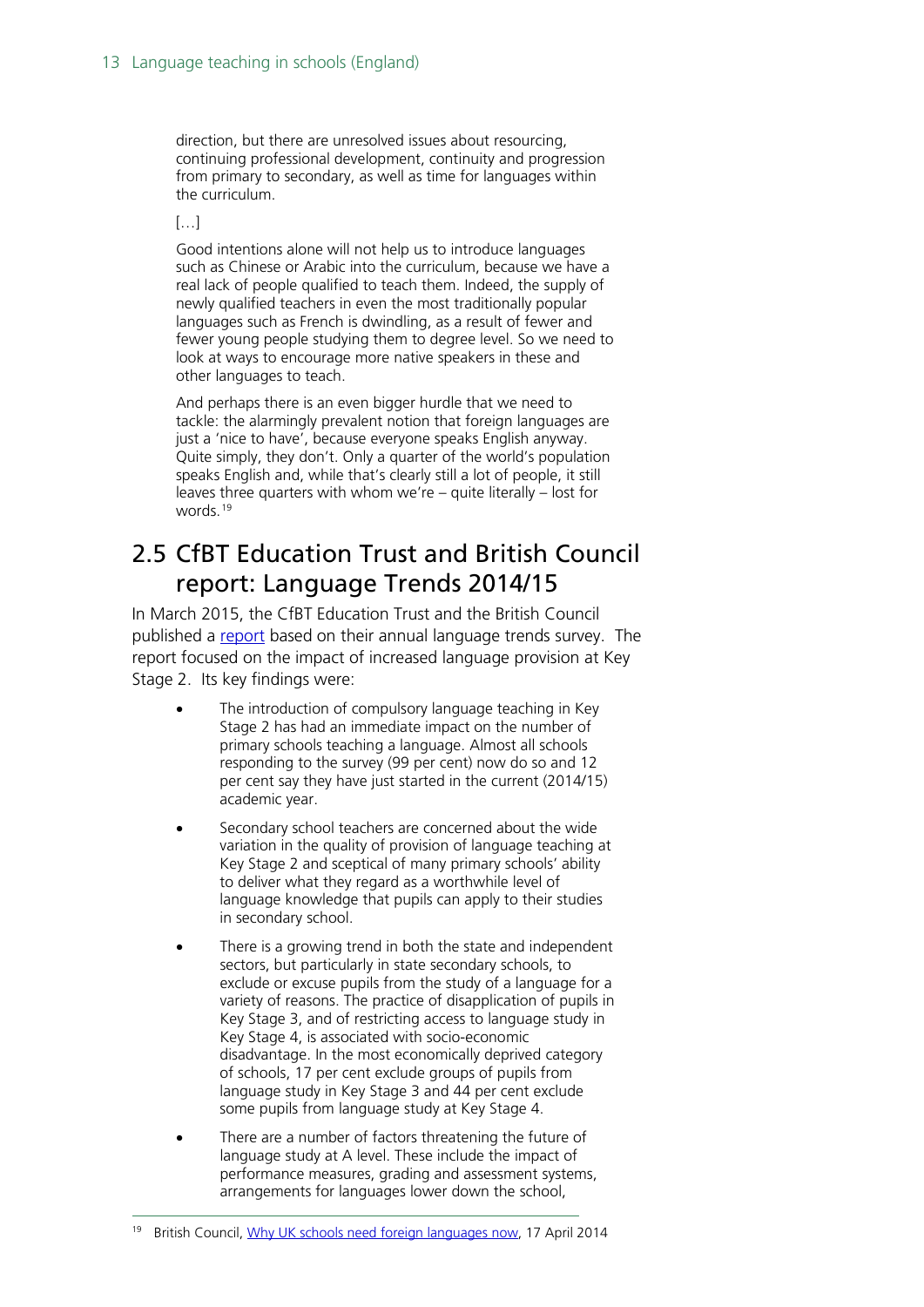> direction, but there are unresolved issues about resourcing, continuing professional development, continuity and progression from primary to secondary, as well as time for languages within the curriculum.
>
> […]
>
> Good intentions alone will not help us to introduce languages such as Chinese or Arabic into the curriculum, because we have a real lack of people qualified to teach them. Indeed, the supply of newly qualified teachers in even the most traditionally popular languages such as French is dwindling, as a result of fewer and fewer young people studying them to degree level. So we need to look at ways to encourage more native speakers in these and other languages to teach.
>
> And perhaps there is an even bigger hurdle that we need to tackle: the alarmingly prevalent notion that foreign languages are just a 'nice to have', because everyone speaks English anyway. Quite simply, they don't. Only a quarter of the world's population speaks English and, while that's clearly still a lot of people, it still leaves three quarters with whom we're – quite literally – lost for words.[19]

## 2.5 CfBT Education Trust and British Council report: Language Trends 2014/15

In March 2015, the CfBT Education Trust and the British Council published a report based on their annual language trends survey. The report focused on the impact of increased language provision at Key Stage 2. Its key findings were:

- The introduction of compulsory language teaching in Key Stage 2 has had an immediate impact on the number of primary schools teaching a language. Almost all schools responding to the survey (99 per cent) now do so and 12 per cent say they have just started in the current (2014/15) academic year.
- Secondary school teachers are concerned about the wide variation in the quality of provision of language teaching at Key Stage 2 and sceptical of many primary schools' ability to deliver what they regard as a worthwhile level of language knowledge that pupils can apply to their studies in secondary school.
- There is a growing trend in both the state and independent sectors, but particularly in state secondary schools, to exclude or excuse pupils from the study of a language for a variety of reasons. The practice of disapplication of pupils in Key Stage 3, and of restricting access to language study in Key Stage 4, is associated with socio-economic disadvantage. In the most economically deprived category of schools, 17 per cent exclude groups of pupils from language study in Key Stage 3 and 44 per cent exclude some pupils from language study at Key Stage 4.
- There are a number of factors threatening the future of language study at A level. These include the impact of performance measures, grading and assessment systems, arrangements for languages lower down the school,

---

[19] British Council, Why UK schools need foreign languages now, 17 April 2014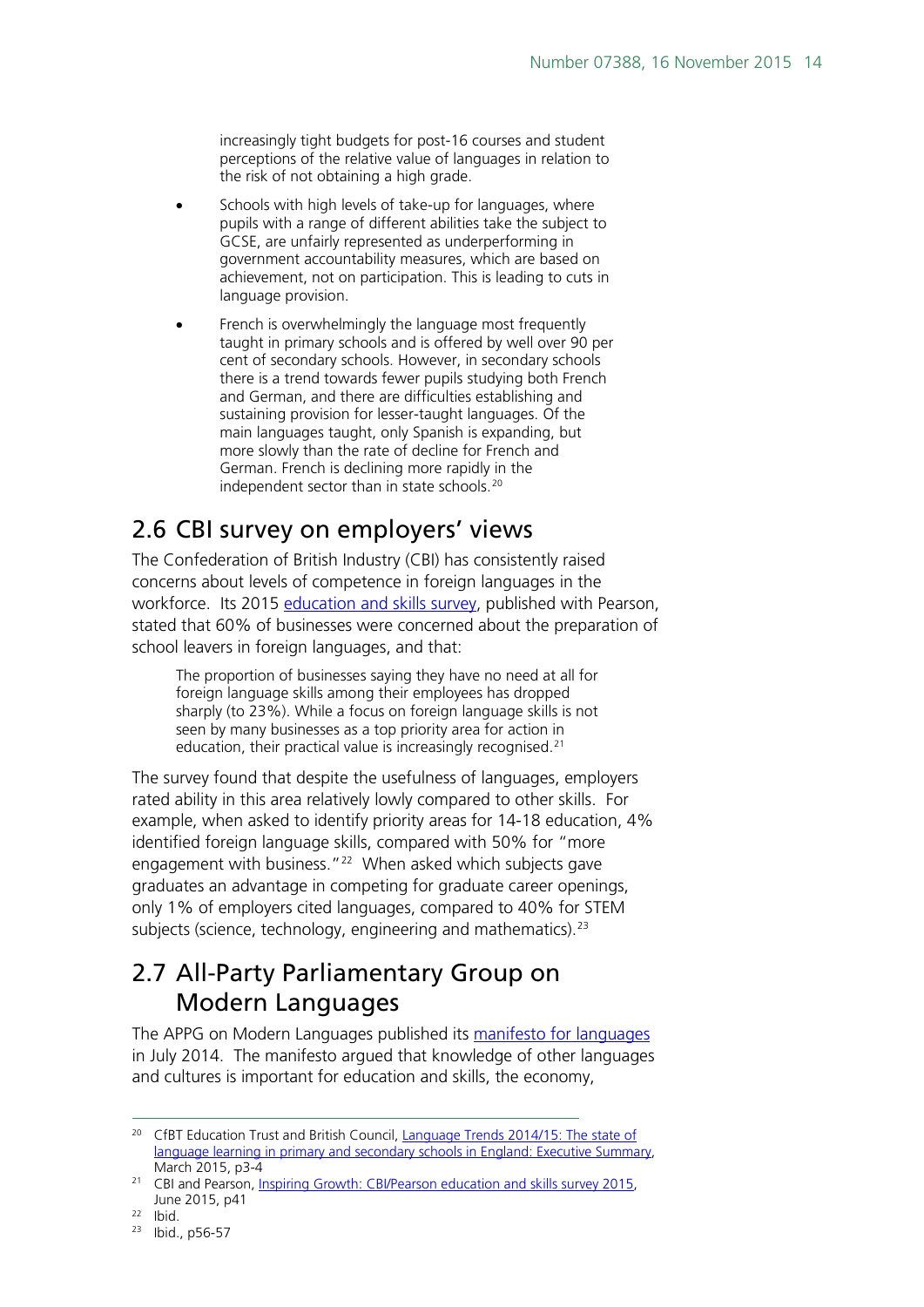increasingly tight budgets for post-16 courses and student perceptions of the relative value of languages in relation to the risk of not obtaining a high grade.

- Schools with high levels of take-up for languages, where pupils with a range of different abilities take the subject to GCSE, are unfairly represented as underperforming in government accountability measures, which are based on achievement, not on participation. This is leading to cuts in language provision.
- French is overwhelmingly the language most frequently taught in primary schools and is offered by well over 90 per cent of secondary schools. However, in secondary schools there is a trend towards fewer pupils studying both French and German, and there are difficulties establishing and sustaining provision for lesser-taught languages. Of the main languages taught, only Spanish is expanding, but more slowly than the rate of decline for French and German. French is declining more rapidly in the independent sector than in state schools.[20]

## 2.6 CBI survey on employers' views

The Confederation of British Industry (CBI) has consistently raised concerns about levels of competence in foreign languages in the workforce. Its 2015 education and skills survey, published with Pearson, stated that 60% of businesses were concerned about the preparation of school leavers in foreign languages, and that:

> The proportion of businesses saying they have no need at all for foreign language skills among their employees has dropped sharply (to 23%). While a focus on foreign language skills is not seen by many businesses as a top priority area for action in education, their practical value is increasingly recognised.[21]

The survey found that despite the usefulness of languages, employers rated ability in this area relatively lowly compared to other skills. For example, when asked to identify priority areas for 14-18 education, 4% identified foreign language skills, compared with 50% for "more engagement with business."[22] When asked which subjects gave graduates an advantage in competing for graduate career openings, only 1% of employers cited languages, compared to 40% for STEM subjects (science, technology, engineering and mathematics).[23]

## 2.7 All-Party Parliamentary Group on Modern Languages

The APPG on Modern Languages published its manifesto for languages in July 2014. The manifesto argued that knowledge of other languages and cultures is important for education and skills, the economy,

---

[20] CfBT Education Trust and British Council, Language Trends 2014/15: The state of language learning in primary and secondary schools in England: Executive Summary, March 2015, p3-4

[21] CBI and Pearson, Inspiring Growth: CBI/Pearson education and skills survey 2015, June 2015, p41

[22] Ibid.

[23] Ibid., p56-57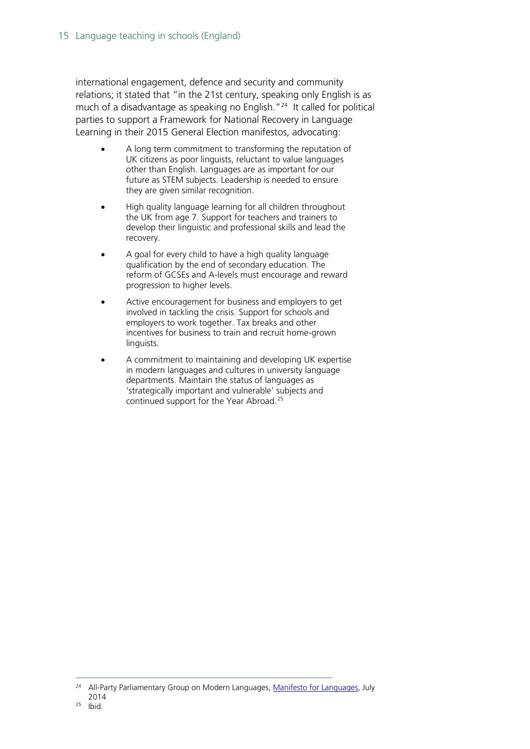international engagement, defence and security and community relations; it stated that "in the 21st century, speaking only English is as much of a disadvantage as speaking no English."[24] It called for political parties to support a Framework for National Recovery in Language Learning in their 2015 General Election manifestos, advocating:

- A long term commitment to transforming the reputation of UK citizens as poor linguists, reluctant to value languages other than English. Languages are as important for our future as STEM subjects. Leadership is needed to ensure they are given similar recognition.
- High quality language learning for all children throughout the UK from age 7. Support for teachers and trainers to develop their linguistic and professional skills and lead the recovery.
- A goal for every child to have a high quality language qualification by the end of secondary education. The reform of GCSEs and A-levels must encourage and reward progression to higher levels.
- Active encouragement for business and employers to get involved in tackling the crisis. Support for schools and employers to work together. Tax breaks and other incentives for business to train and recruit home-grown linguists.
- A commitment to maintaining and developing UK expertise in modern languages and cultures in university language departments. Maintain the status of languages as 'strategically important and vulnerable' subjects and continued support for the Year Abroad.[25]

---

[24] All-Party Parliamentary Group on Modern Languages, Manifesto for Languages, July 2014

[25] Ibid.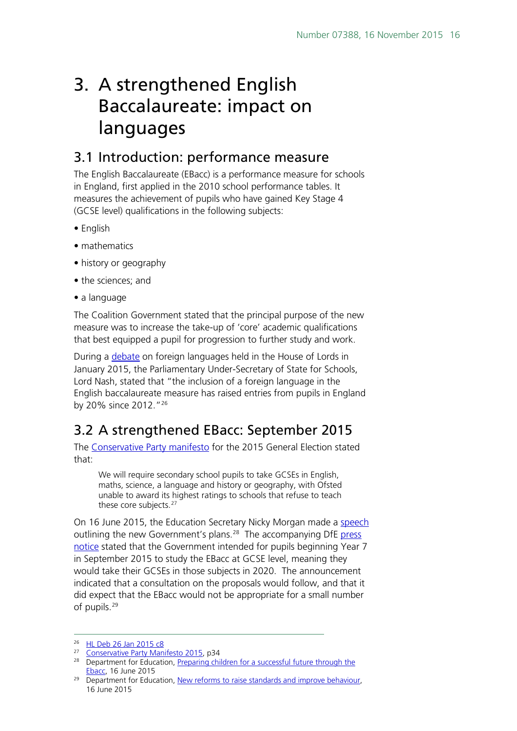# 3. A strengthened English Baccalaureate: impact on languages

## 3.1 Introduction: performance measure

The English Baccalaureate (EBacc) is a performance measure for schools in England, first applied in the 2010 school performance tables. It measures the achievement of pupils who have gained Key Stage 4 (GCSE level) qualifications in the following subjects:

- English
- mathematics
- history or geography
- the sciences; and
- a language

The Coalition Government stated that the principal purpose of the new measure was to increase the take-up of 'core' academic qualifications that best equipped a pupil for progression to further study and work.

During a debate on foreign languages held in the House of Lords in January 2015, the Parliamentary Under-Secretary of State for Schools, Lord Nash, stated that "the inclusion of a foreign language in the English baccalaureate measure has raised entries from pupils in England by 20% since 2012."[26]

## 3.2 A strengthened EBacc: September 2015

The Conservative Party manifesto for the 2015 General Election stated that:

> We will require secondary school pupils to take GCSEs in English, maths, science, a language and history or geography, with Ofsted unable to award its highest ratings to schools that refuse to teach these core subjects.[27]

On 16 June 2015, the Education Secretary Nicky Morgan made a speech outlining the new Government's plans.[28] The accompanying DfE press notice stated that the Government intended for pupils beginning Year 7 in September 2015 to study the EBacc at GCSE level, meaning they would take their GCSEs in those subjects in 2020. The announcement indicated that a consultation on the proposals would follow, and that it did expect that the EBacc would not be appropriate for a small number of pupils.[29]

---

[26] HL Deb 26 Jan 2015 c8

[27] Conservative Party Manifesto 2015, p34

[28] Department for Education, Preparing children for a successful future through the Ebacc, 16 June 2015

[29] Department for Education, New reforms to raise standards and improve behaviour, 16 June 2015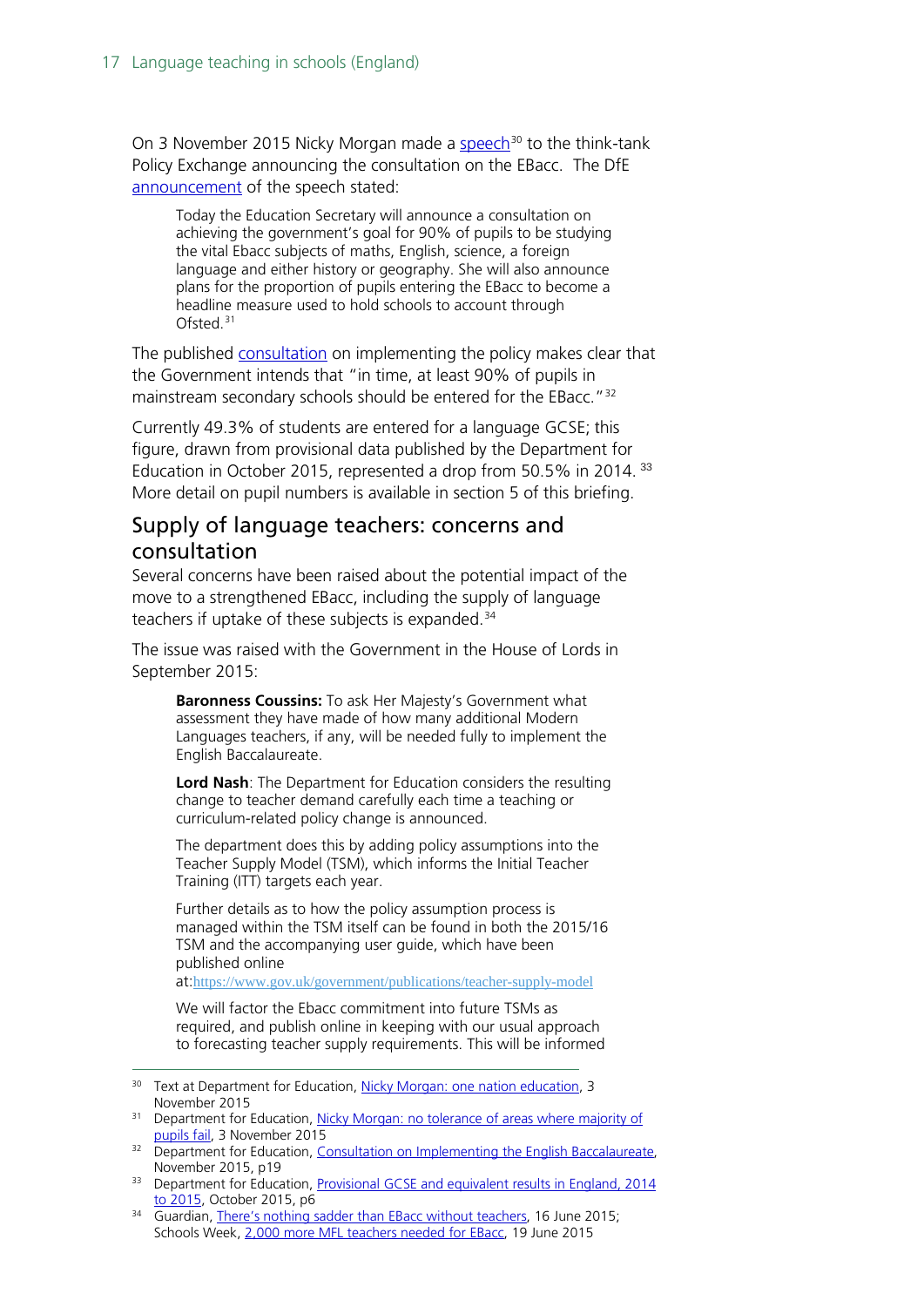On 3 November 2015 Nicky Morgan made a speech[30] to the think-tank Policy Exchange announcing the consultation on the EBacc. The DfE announcement of the speech stated:

> Today the Education Secretary will announce a consultation on achieving the government's goal for 90% of pupils to be studying the vital Ebacc subjects of maths, English, science, a foreign language and either history or geography. She will also announce plans for the proportion of pupils entering the EBacc to become a headline measure used to hold schools to account through Ofsted.[31]

The published consultation on implementing the policy makes clear that the Government intends that "in time, at least 90% of pupils in mainstream secondary schools should be entered for the EBacc."[32]

Currently 49.3% of students are entered for a language GCSE; this figure, drawn from provisional data published by the Department for Education in October 2015, represented a drop from 50.5% in 2014.[33] More detail on pupil numbers is available in section 5 of this briefing.

## Supply of language teachers: concerns and consultation

Several concerns have been raised about the potential impact of the move to a strengthened EBacc, including the supply of language teachers if uptake of these subjects is expanded.[34]

The issue was raised with the Government in the House of Lords in September 2015:

> **Baroness Coussins:** To ask Her Majesty's Government what assessment they have made of how many additional Modern Languages teachers, if any, will be needed fully to implement the English Baccalaureate.
>
> **Lord Nash**: The Department for Education considers the resulting change to teacher demand carefully each time a teaching or curriculum-related policy change is announced.
>
> The department does this by adding policy assumptions into the Teacher Supply Model (TSM), which informs the Initial Teacher Training (ITT) targets each year.
>
> Further details as to how the policy assumption process is managed within the TSM itself can be found in both the 2015/16 TSM and the accompanying user guide, which have been published online at:https://www.gov.uk/government/publications/teacher-supply-model
>
> We will factor the Ebacc commitment into future TSMs as required, and publish online in keeping with our usual approach to forecasting teacher supply requirements. This will be informed

---

[30] Text at Department for Education, Nicky Morgan: one nation education, 3 November 2015

[31] Department for Education, Nicky Morgan: no tolerance of areas where majority of pupils fail, 3 November 2015

[32] Department for Education, Consultation on Implementing the English Baccalaureate, November 2015, p19

[33] Department for Education, Provisional GCSE and equivalent results in England, 2014 to 2015, October 2015, p6

[34] Guardian, There's nothing sadder than EBacc without teachers, 16 June 2015; Schools Week, 2,000 more MFL teachers needed for EBacc, 19 June 2015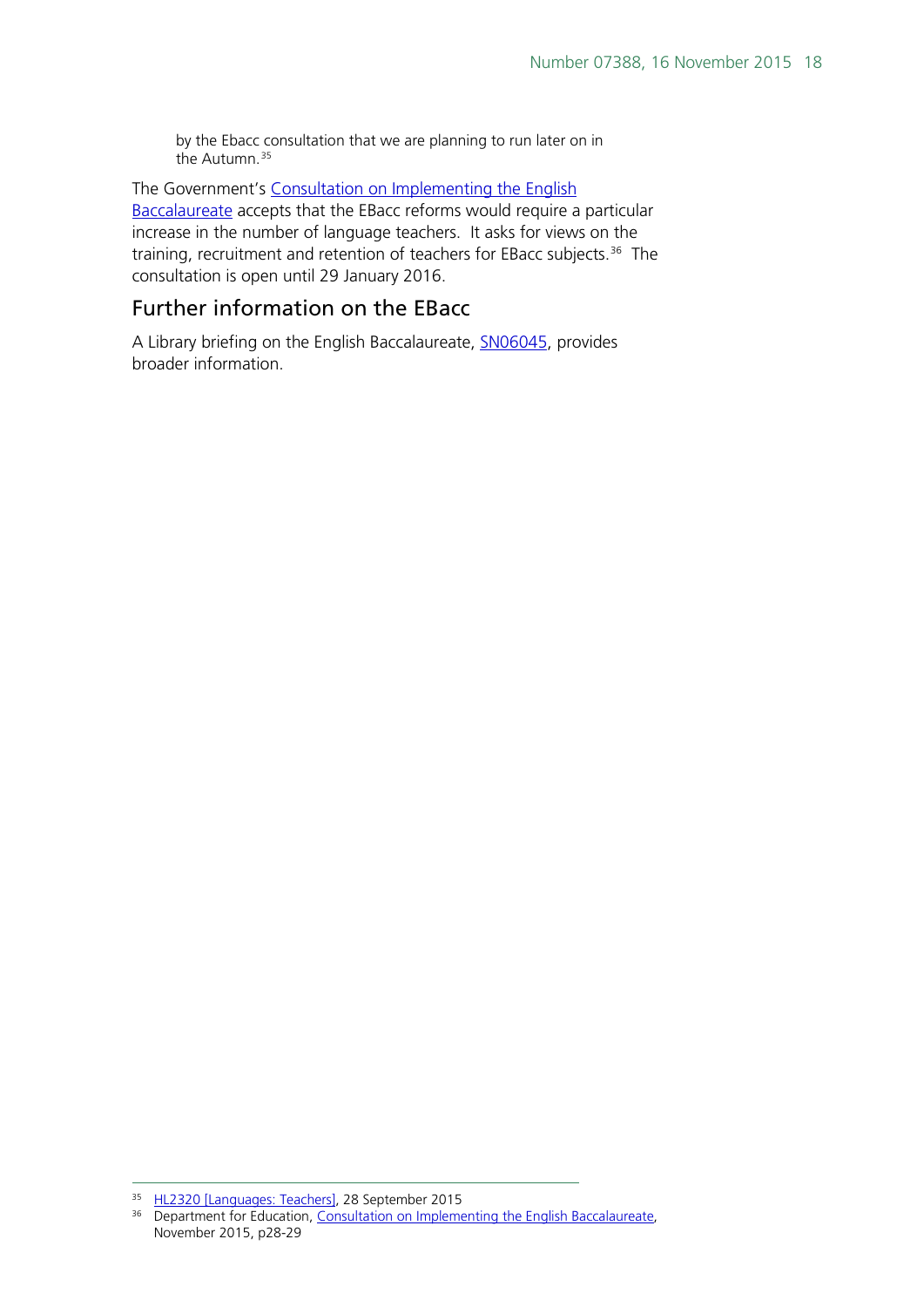> by the Ebacc consultation that we are planning to run later on in the Autumn.[35]

The Government's Consultation on Implementing the English Baccalaureate accepts that the EBacc reforms would require a particular increase in the number of language teachers. It asks for views on the training, recruitment and retention of teachers for EBacc subjects.[36] The consultation is open until 29 January 2016.

## Further information on the EBacc

A Library briefing on the English Baccalaureate, SN06045, provides broader information.

---

[35] HL2320 [Languages: Teachers], 28 September 2015

[36] Department for Education, Consultation on Implementing the English Baccalaureate, November 2015, p28-29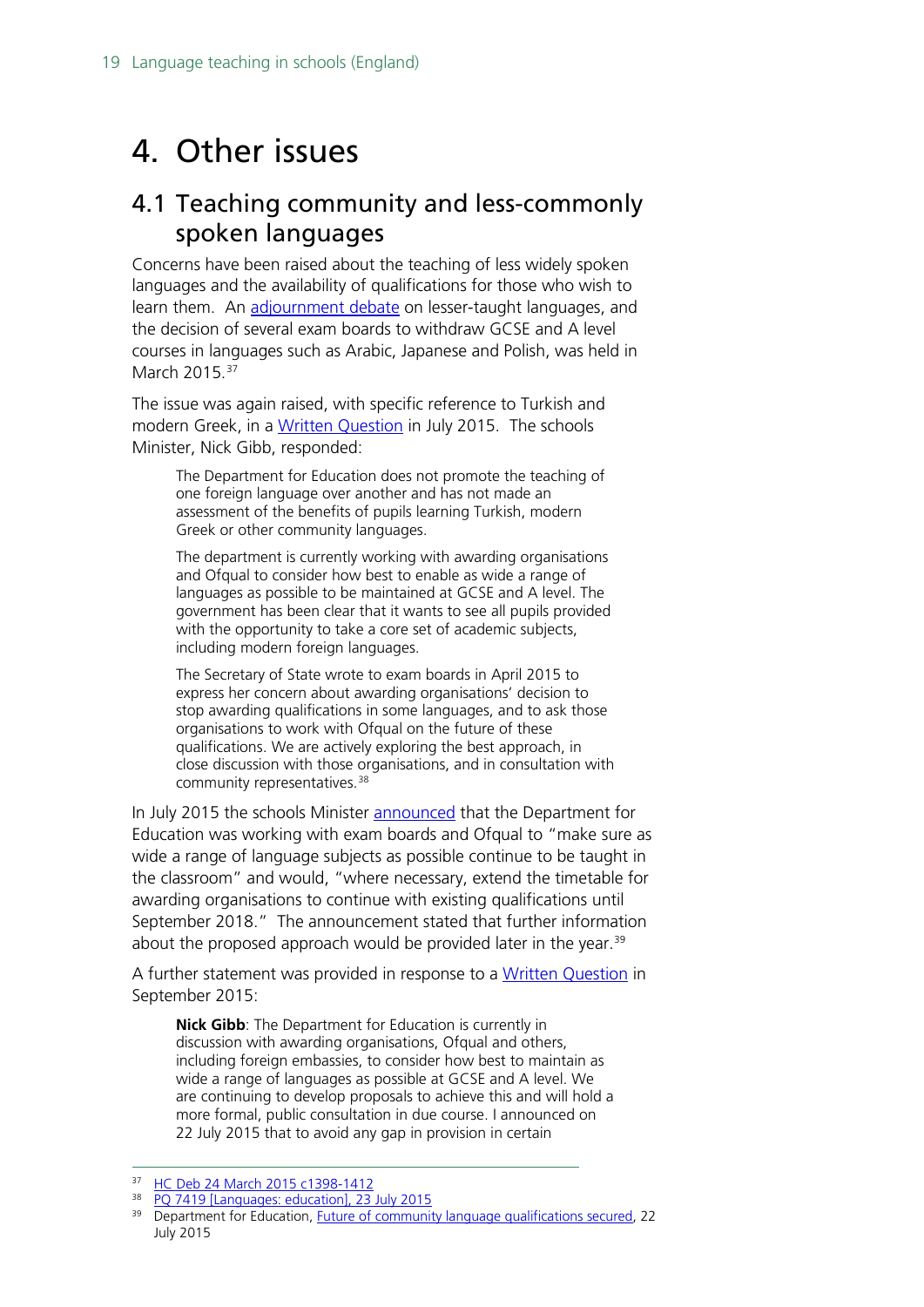# 4. Other issues

## 4.1 Teaching community and less-commonly spoken languages

Concerns have been raised about the teaching of less widely spoken languages and the availability of qualifications for those who wish to learn them. An adjournment debate on lesser-taught languages, and the decision of several exam boards to withdraw GCSE and A level courses in languages such as Arabic, Japanese and Polish, was held in March 2015.[37]

The issue was again raised, with specific reference to Turkish and modern Greek, in a Written Question in July 2015. The schools Minister, Nick Gibb, responded:

> The Department for Education does not promote the teaching of one foreign language over another and has not made an assessment of the benefits of pupils learning Turkish, modern Greek or other community languages.
>
> The department is currently working with awarding organisations and Ofqual to consider how best to enable as wide a range of languages as possible to be maintained at GCSE and A level. The government has been clear that it wants to see all pupils provided with the opportunity to take a core set of academic subjects, including modern foreign languages.
>
> The Secretary of State wrote to exam boards in April 2015 to express her concern about awarding organisations' decision to stop awarding qualifications in some languages, and to ask those organisations to work with Ofqual on the future of these qualifications. We are actively exploring the best approach, in close discussion with those organisations, and in consultation with community representatives.[38]

In July 2015 the schools Minister announced that the Department for Education was working with exam boards and Ofqual to "make sure as wide a range of language subjects as possible continue to be taught in the classroom" and would, "where necessary, extend the timetable for awarding organisations to continue with existing qualifications until September 2018." The announcement stated that further information about the proposed approach would be provided later in the year.[39]

A further statement was provided in response to a Written Question in September 2015:

> **Nick Gibb**: The Department for Education is currently in discussion with awarding organisations, Ofqual and others, including foreign embassies, to consider how best to maintain as wide a range of languages as possible at GCSE and A level. We are continuing to develop proposals to achieve this and will hold a more formal, public consultation in due course. I announced on 22 July 2015 that to avoid any gap in provision in certain

---

[37] HC Deb 24 March 2015 c1398-1412

[38] PQ 7419 [Languages: education], 23 July 2015

[39] Department for Education, Future of community language qualifications secured, 22 July 2015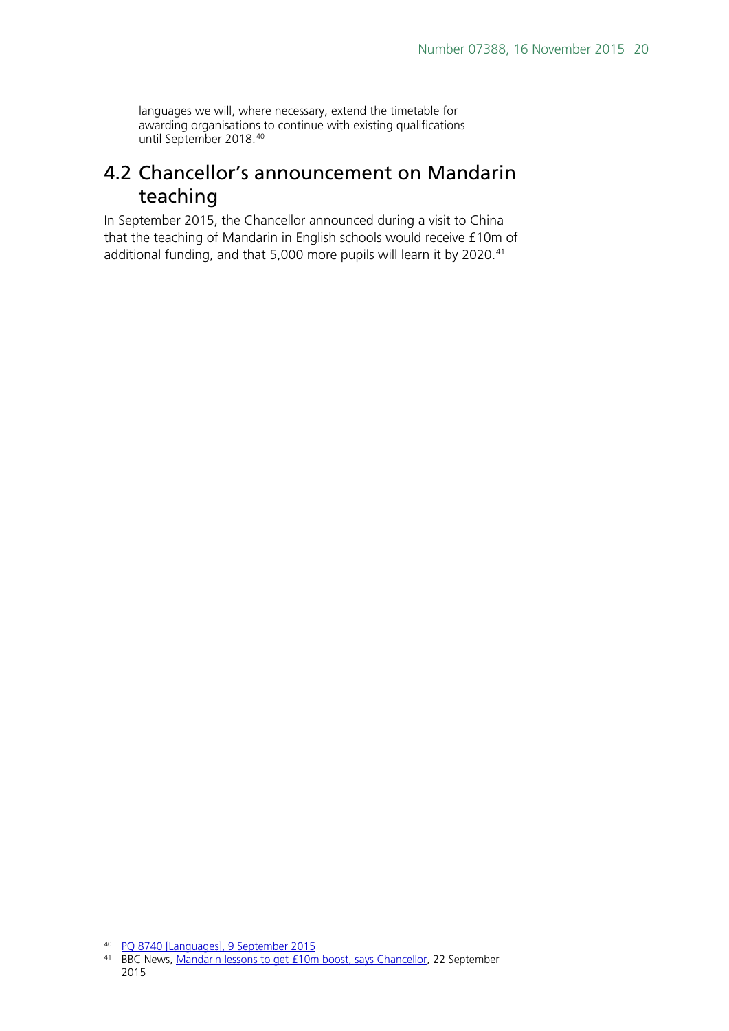languages we will, where necessary, extend the timetable for awarding organisations to continue with existing qualifications until September 2018.[40]

## 4.2 Chancellor's announcement on Mandarin teaching

In September 2015, the Chancellor announced during a visit to China that the teaching of Mandarin in English schools would receive £10m of additional funding, and that 5,000 more pupils will learn it by 2020.[41]

---

[40] PQ 8740 [Languages], 9 September 2015

[41] BBC News, Mandarin lessons to get £10m boost, says Chancellor, 22 September 2015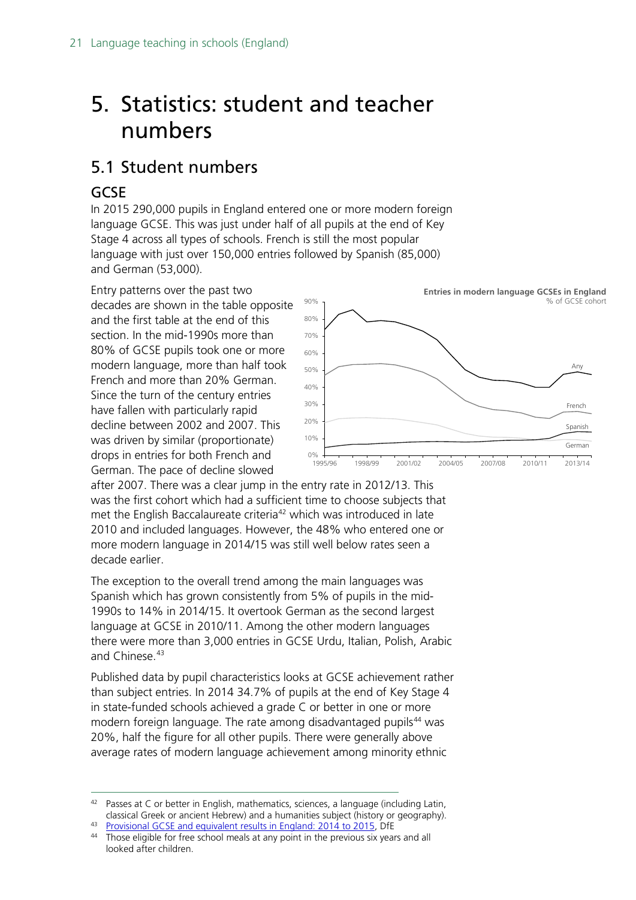# 5. Statistics: student and teacher numbers

## 5.1 Student numbers

### GCSE

In 2015 290,000 pupils in England entered one or more modern foreign language GCSE. This was just under half of all pupils at the end of Key Stage 4 across all types of schools. French is still the most popular language with just over 150,000 entries followed by Spanish (85,000) and German (53,000).

Entry patterns over the past two decades are shown in the table opposite and the first table at the end of this section. In the mid-1990s more than 80% of GCSE pupils took one or more modern language, more than half took French and more than 20% German. Since the turn of the century entries have fallen with particularly rapid decline between 2002 and 2007. This was driven by similar (proportionate) drops in entries for both French and German. The pace of decline slowed after 2007. There was a clear jump in the entry rate in 2012/13. This was the first cohort which had a sufficient time to choose subjects that met the English Baccalaureate criteria[42] which was introduced in late 2010 and included languages. However, the 48% who entered one or more modern language in 2014/15 was still well below rates seen a decade earlier.

**Entries in modern language GCSEs in England**
% of GCSE cohort

The exception to the overall trend among the main languages was Spanish which has grown consistently from 5% of pupils in the mid-1990s to 14% in 2014/15. It overtook German as the second largest language at GCSE in 2010/11. Among the other modern languages there were more than 3,000 entries in GCSE Urdu, Italian, Polish, Arabic and Chinese.[43]

Published data by pupil characteristics looks at GCSE achievement rather than subject entries. In 2014 34.7% of pupils at the end of Key Stage 4 in state-funded schools achieved a grade C or better in one or more modern foreign language. The rate among disadvantaged pupils[44] was 20%, half the figure for all other pupils. There were generally above average rates of modern language achievement among minority ethnic

---

[42] Passes at C or better in English, mathematics, sciences, a language (including Latin, classical Greek or ancient Hebrew) and a humanities subject (history or geography).

[43] Provisional GCSE and equivalent results in England: 2014 to 2015, DfE

[44] Those eligible for free school meals at any point in the previous six years and all looked after children.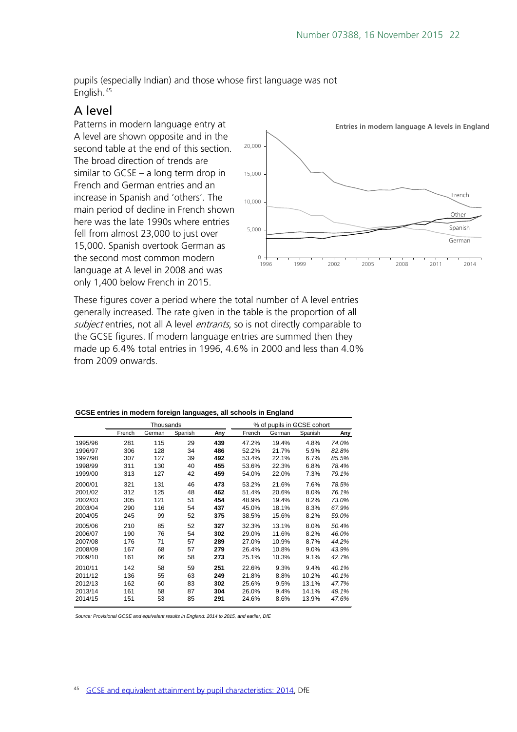pupils (especially Indian) and those whose first language was not English.[45]

## A level

Patterns in modern language entry at A level are shown opposite and in the second table at the end of this section. The broad direction of trends are similar to GCSE – a long term drop in French and German entries and an increase in Spanish and 'others'. The main period of decline in French shown here was the late 1990s where entries fell from almost 23,000 to just over 15,000. Spanish overtook German as the second most common modern language at A level in 2008 and was only 1,400 below French in 2015.

**Entries in modern language A levels in England**

These figures cover a period where the total number of A level entries generally increased. The rate given in the table is the proportion of all *subject* entries, not all A level *entrants*, so is not directly comparable to the GCSE figures. If modern language entries are summed then they made up 6.4% total entries in 1996, 4.6% in 2000 and less than 4.0% from 2009 onwards.

**GCSE entries in modern foreign languages, all schools in England**

| | Thousands | | | | % of pupils in GCSE cohort | | | |
|---|---|---|---|---|---|---|---|---|
| | French | German | Spanish | **Any** | French | German | Spanish | **Any** |
| 1995/96 | 281 | 115 | 29 | **439** | 47.2% | 19.4% | 4.8% | *74.0%* |
| 1996/97 | 306 | 128 | 34 | **486** | 52.2% | 21.7% | 5.9% | *82.8%* |
| 1997/98 | 307 | 127 | 39 | **492** | 53.4% | 22.1% | 6.7% | *85.5%* |
| 1998/99 | 311 | 130 | 40 | **455** | 53.6% | 22.3% | 6.8% | *78.4%* |
| 1999/00 | 313 | 127 | 42 | **459** | 54.0% | 22.0% | 7.3% | *79.1%* |
| 2000/01 | 321 | 131 | 46 | **473** | 53.2% | 21.6% | 7.6% | *78.5%* |
| 2001/02 | 312 | 125 | 48 | **462** | 51.4% | 20.6% | 8.0% | *76.1%* |
| 2002/03 | 305 | 121 | 51 | **454** | 48.9% | 19.4% | 8.2% | *73.0%* |
| 2003/04 | 290 | 116 | 54 | **437** | 45.0% | 18.1% | 8.3% | *67.9%* |
| 2004/05 | 245 | 99 | 52 | **375** | 38.5% | 15.6% | 8.2% | *59.0%* |
| 2005/06 | 210 | 85 | 52 | **327** | 32.3% | 13.1% | 8.0% | *50.4%* |
| 2006/07 | 190 | 76 | 54 | **302** | 29.0% | 11.6% | 8.2% | *46.0%* |
| 2007/08 | 176 | 71 | 57 | **289** | 27.0% | 10.9% | 8.7% | *44.2%* |
| 2008/09 | 167 | 68 | 57 | **279** | 26.4% | 10.8% | 9.0% | *43.9%* |
| 2009/10 | 161 | 66 | 58 | **273** | 25.1% | 10.3% | 9.1% | *42.7%* |
| 2010/11 | 142 | 58 | 59 | **251** | 22.6% | 9.3% | 9.4% | *40.1%* |
| 2011/12 | 136 | 55 | 63 | **249** | 21.8% | 8.8% | 10.2% | *40.1%* |
| 2012/13 | 162 | 60 | 83 | **302** | 25.6% | 9.5% | 13.1% | *47.7%* |
| 2013/14 | 161 | 58 | 87 | **304** | 26.0% | 9.4% | 14.1% | *49.1%* |
| 2014/15 | 151 | 53 | 85 | **291** | 24.6% | 8.6% | 13.9% | *47.6%* |

*Source: Provisional GCSE and equivalent results in England: 2014 to 2015, and earlier, DfE*

[45] GCSE and equivalent attainment by pupil characteristics: 2014, DfE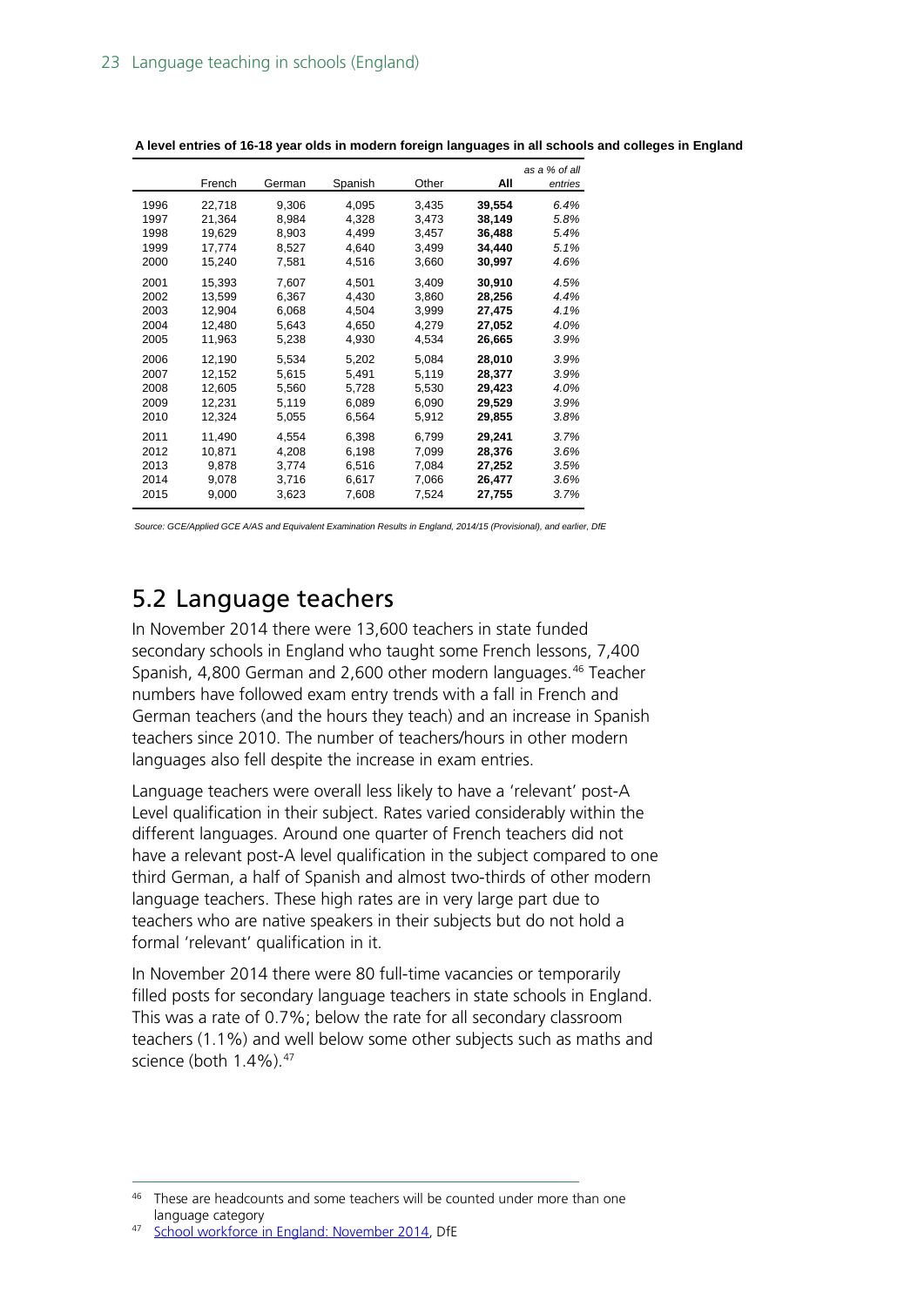**A level entries of 16-18 year olds in modern foreign languages in all schools and colleges in England**

| | French | German | Spanish | Other | **All** | *as a % of all entries* |
|---|---|---|---|---|---|---|
| 1996 | 22,718 | 9,306 | 4,095 | 3,435 | **39,554** | *6.4%* |
| 1997 | 21,364 | 8,984 | 4,328 | 3,473 | **38,149** | *5.8%* |
| 1998 | 19,629 | 8,903 | 4,499 | 3,457 | **36,488** | *5.4%* |
| 1999 | 17,774 | 8,527 | 4,640 | 3,499 | **34,440** | *5.1%* |
| 2000 | 15,240 | 7,581 | 4,516 | 3,660 | **30,997** | *4.6%* |
| 2001 | 15,393 | 7,607 | 4,501 | 3,409 | **30,910** | *4.5%* |
| 2002 | 13,599 | 6,367 | 4,430 | 3,860 | **28,256** | *4.4%* |
| 2003 | 12,904 | 6,068 | 4,504 | 3,999 | **27,475** | *4.1%* |
| 2004 | 12,480 | 5,643 | 4,650 | 4,279 | **27,052** | *4.0%* |
| 2005 | 11,963 | 5,238 | 4,930 | 4,534 | **26,665** | *3.9%* |
| 2006 | 12,190 | 5,534 | 5,202 | 5,084 | **28,010** | *3.9%* |
| 2007 | 12,152 | 5,615 | 5,491 | 5,119 | **28,377** | *3.9%* |
| 2008 | 12,605 | 5,560 | 5,728 | 5,530 | **29,423** | *4.0%* |
| 2009 | 12,231 | 5,119 | 6,089 | 6,090 | **29,529** | *3.9%* |
| 2010 | 12,324 | 5,055 | 6,564 | 5,912 | **29,855** | *3.8%* |
| 2011 | 11,490 | 4,554 | 6,398 | 6,799 | **29,241** | *3.7%* |
| 2012 | 10,871 | 4,208 | 6,198 | 7,099 | **28,376** | *3.6%* |
| 2013 | 9,878 | 3,774 | 6,516 | 7,084 | **27,252** | *3.5%* |
| 2014 | 9,078 | 3,716 | 6,617 | 7,066 | **26,477** | *3.6%* |
| 2015 | 9,000 | 3,623 | 7,608 | 7,524 | **27,755** | *3.7%* |

*Source: GCE/Applied GCE A/AS and Equivalent Examination Results in England, 2014/15 (Provisional), and earlier, DfE*

## 5.2 Language teachers

In November 2014 there were 13,600 teachers in state funded secondary schools in England who taught some French lessons, 7,400 Spanish, 4,800 German and 2,600 other modern languages.[46] Teacher numbers have followed exam entry trends with a fall in French and German teachers (and the hours they teach) and an increase in Spanish teachers since 2010. The number of teachers/hours in other modern languages also fell despite the increase in exam entries.

Language teachers were overall less likely to have a 'relevant' post-A Level qualification in their subject. Rates varied considerably within the different languages. Around one quarter of French teachers did not have a relevant post-A level qualification in the subject compared to one third German, a half of Spanish and almost two-thirds of other modern language teachers. These high rates are in very large part due to teachers who are native speakers in their subjects but do not hold a formal 'relevant' qualification in it.

In November 2014 there were 80 full-time vacancies or temporarily filled posts for secondary language teachers in state schools in England. This was a rate of 0.7%; below the rate for all secondary classroom teachers (1.1%) and well below some other subjects such as maths and science (both 1.4%).[47]

---

[46] These are headcounts and some teachers will be counted under more than one language category

[47] School workforce in England: November 2014, DfE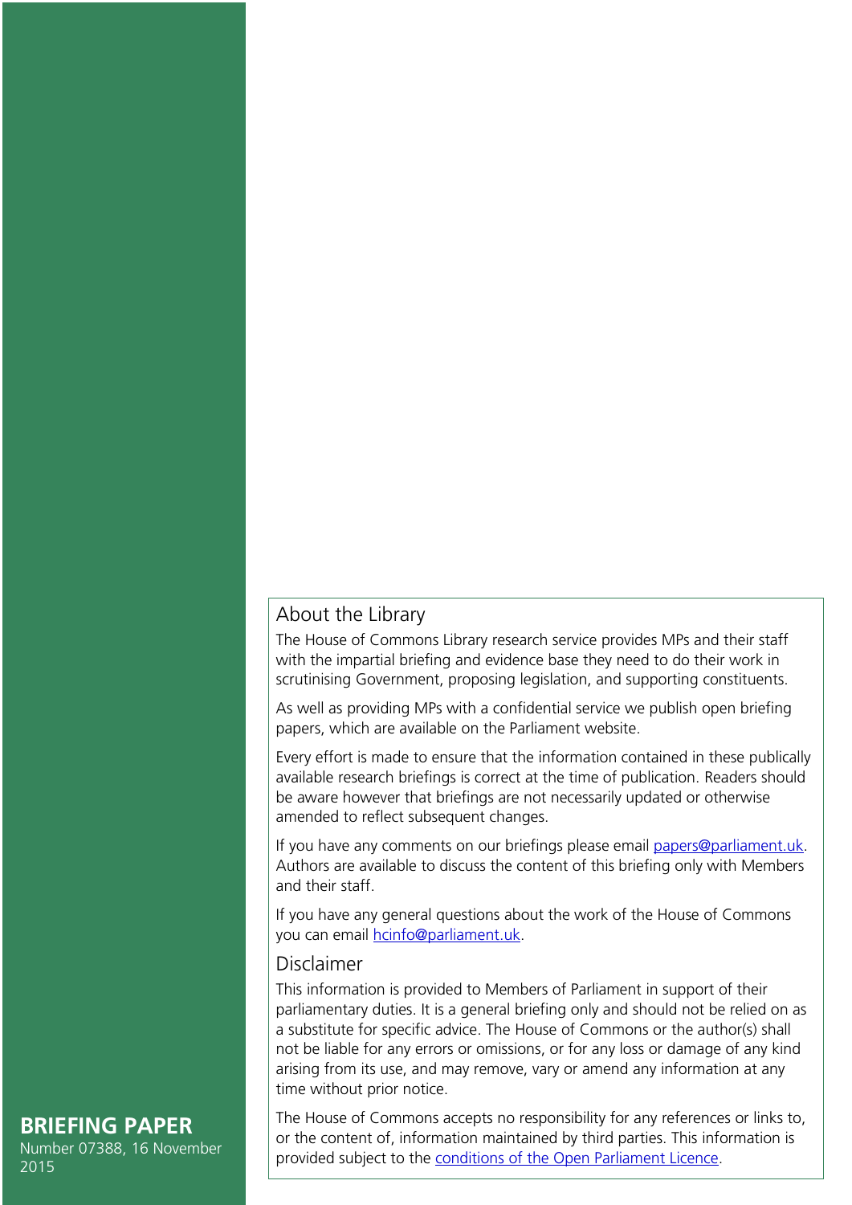## About the Library

The House of Commons Library research service provides MPs and their staff with the impartial briefing and evidence base they need to do their work in scrutinising Government, proposing legislation, and supporting constituents.

As well as providing MPs with a confidential service we publish open briefing papers, which are available on the Parliament website.

Every effort is made to ensure that the information contained in these publically available research briefings is correct at the time of publication. Readers should be aware however that briefings are not necessarily updated or otherwise amended to reflect subsequent changes.

If you have any comments on our briefings please email papers@parliament.uk. Authors are available to discuss the content of this briefing only with Members and their staff.

If you have any general questions about the work of the House of Commons you can email hcinfo@parliament.uk.

## Disclaimer

This information is provided to Members of Parliament in support of their parliamentary duties. It is a general briefing only and should not be relied on as a substitute for specific advice. The House of Commons or the author(s) shall not be liable for any errors or omissions, or for any loss or damage of any kind arising from its use, and may remove, vary or amend any information at any time without prior notice.

The House of Commons accepts no responsibility for any references or links to, or the content of, information maintained by third parties. This information is provided subject to the conditions of the Open Parliament Licence.

**BRIEFING PAPER**
Number 07388, 16 November 2015